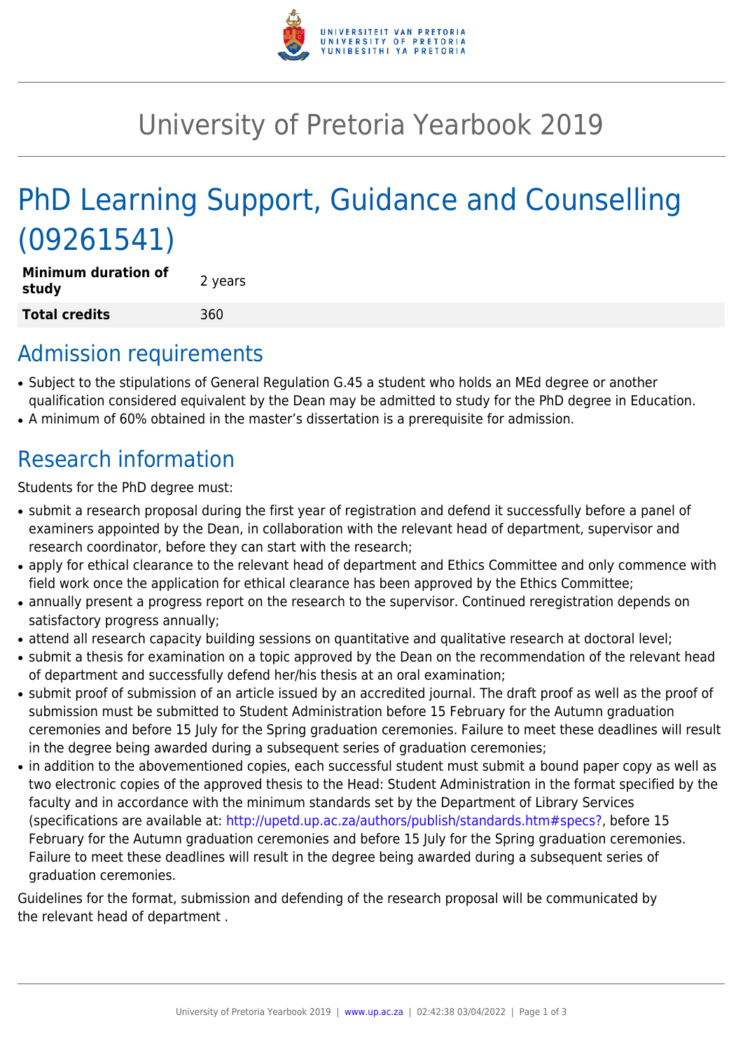# University of Pretoria Yearbook 2019

# PhD Learning Support, Guidance and Counselling (09261541)

| **Minimum duration of study** | 2 years |
|---|---|
| **Total credits** | 360 |

## Admission requirements

- Subject to the stipulations of General Regulation G.45 a student who holds an MEd degree or another qualification considered equivalent by the Dean may be admitted to study for the PhD degree in Education.
- A minimum of 60% obtained in the master's dissertation is a prerequisite for admission.

## Research information

Students for the PhD degree must:

- submit a research proposal during the first year of registration and defend it successfully before a panel of examiners appointed by the Dean, in collaboration with the relevant head of department, supervisor and research coordinator, before they can start with the research;
- apply for ethical clearance to the relevant head of department and Ethics Committee and only commence with field work once the application for ethical clearance has been approved by the Ethics Committee;
- annually present a progress report on the research to the supervisor. Continued reregistration depends on satisfactory progress annually;
- attend all research capacity building sessions on quantitative and qualitative research at doctoral level;
- submit a thesis for examination on a topic approved by the Dean on the recommendation of the relevant head of department and successfully defend her/his thesis at an oral examination;
- submit proof of submission of an article issued by an accredited journal. The draft proof as well as the proof of submission must be submitted to Student Administration before 15 February for the Autumn graduation ceremonies and before 15 July for the Spring graduation ceremonies. Failure to meet these deadlines will result in the degree being awarded during a subsequent series of graduation ceremonies;
- in addition to the abovementioned copies, each successful student must submit a bound paper copy as well as two electronic copies of the approved thesis to the Head: Student Administration in the format specified by the faculty and in accordance with the minimum standards set by the Department of Library Services (specifications are available at: http://upetd.up.ac.za/authors/publish/standards.htm#specs?, before 15 February for the Autumn graduation ceremonies and before 15 July for the Spring graduation ceremonies. Failure to meet these deadlines will result in the degree being awarded during a subsequent series of graduation ceremonies.

Guidelines for the format, submission and defending of the research proposal will be communicated by the relevant head of department .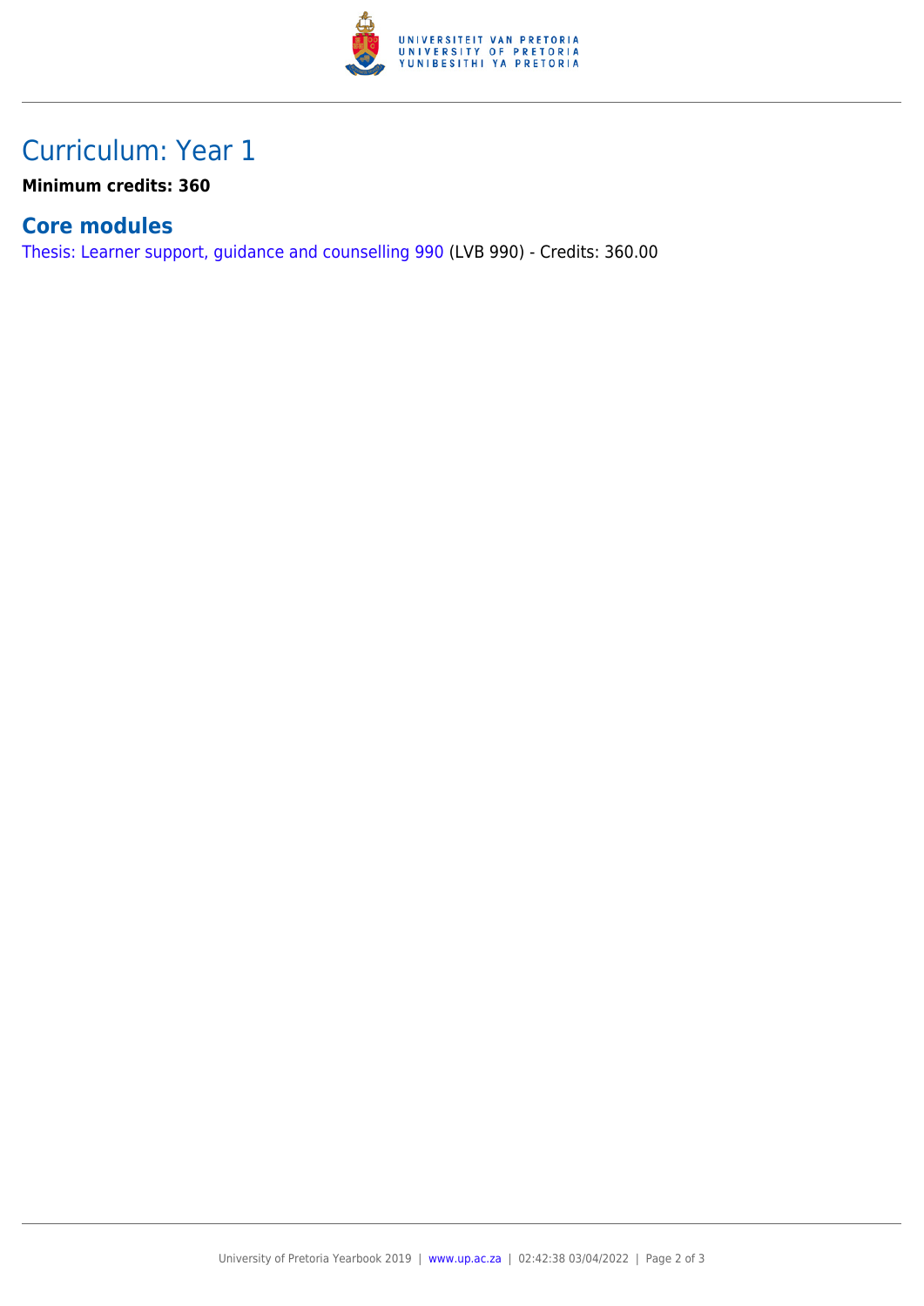## Curriculum: Year 1

**Minimum credits: 360**

### Core modules

Thesis: Learner support, guidance and counselling 990 (LVB 990) - Credits: 360.00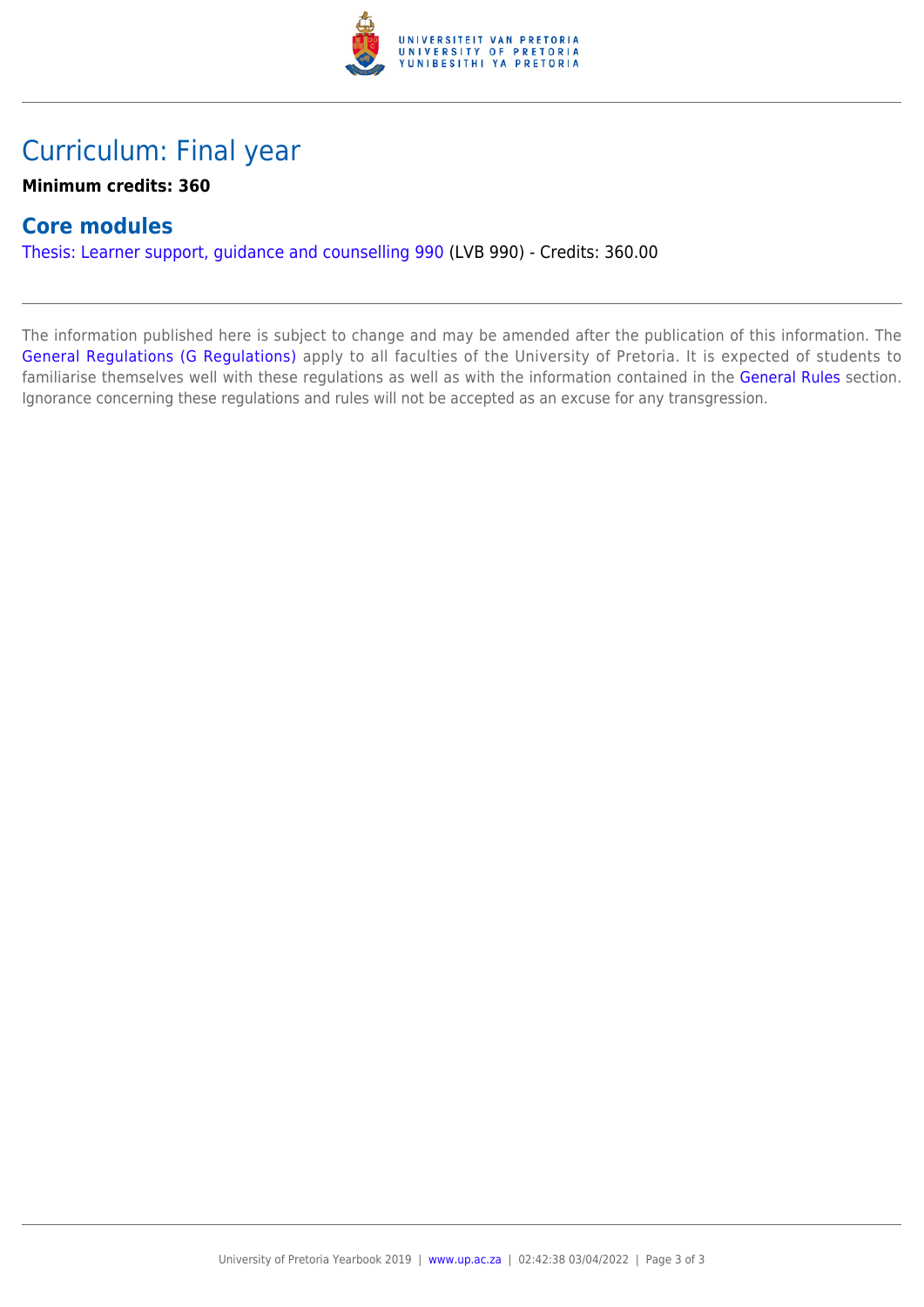# Curriculum: Final year

**Minimum credits: 360**

## Core modules

Thesis: Learner support, guidance and counselling 990 (LVB 990) - Credits: 360.00

The information published here is subject to change and may be amended after the publication of this information. The General Regulations (G Regulations) apply to all faculties of the University of Pretoria. It is expected of students to familiarise themselves well with these regulations as well as with the information contained in the General Rules section. Ignorance concerning these regulations and rules will not be accepted as an excuse for any transgression.